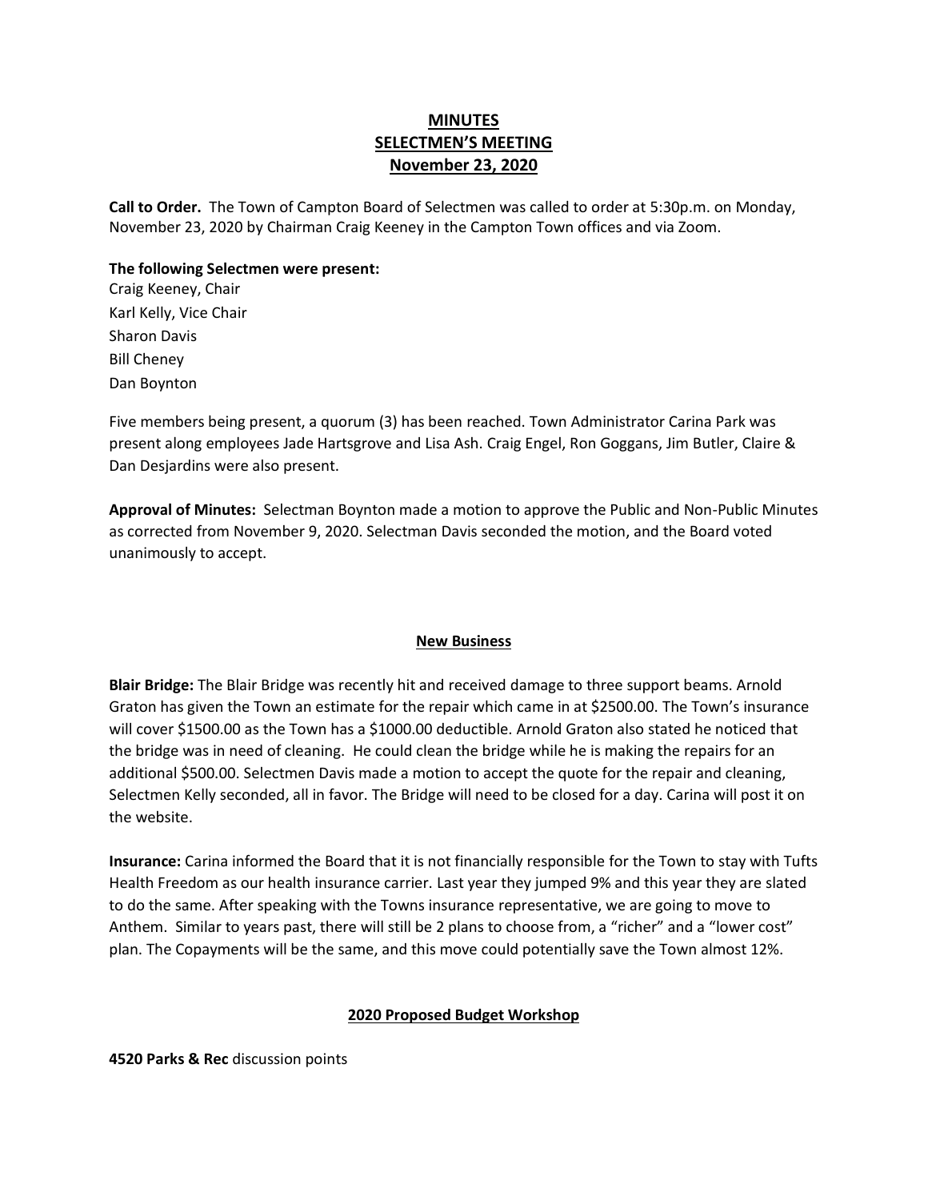# MINUTES
# SELECTMEN'S MEETING
# November 23, 2020

**Call to Order.** The Town of Campton Board of Selectmen was called to order at 5:30p.m. on Monday, November 23, 2020 by Chairman Craig Keeney in the Campton Town offices and via Zoom.

**The following Selectmen were present:**
Craig Keeney, Chair
Karl Kelly, Vice Chair
Sharon Davis
Bill Cheney
Dan Boynton

Five members being present, a quorum (3) has been reached. Town Administrator Carina Park was present along employees Jade Hartsgrove and Lisa Ash. Craig Engel, Ron Goggans, Jim Butler, Claire & Dan Desjardins were also present.

**Approval of Minutes:** Selectman Boynton made a motion to approve the Public and Non-Public Minutes as corrected from November 9, 2020. Selectman Davis seconded the motion, and the Board voted unanimously to accept.

## New Business

**Blair Bridge:** The Blair Bridge was recently hit and received damage to three support beams. Arnold Graton has given the Town an estimate for the repair which came in at $2500.00. The Town's insurance will cover $1500.00 as the Town has a $1000.00 deductible. Arnold Graton also stated he noticed that the bridge was in need of cleaning. He could clean the bridge while he is making the repairs for an additional $500.00. Selectmen Davis made a motion to accept the quote for the repair and cleaning, Selectmen Kelly seconded, all in favor. The Bridge will need to be closed for a day. Carina will post it on the website.

**Insurance:** Carina informed the Board that it is not financially responsible for the Town to stay with Tufts Health Freedom as our health insurance carrier. Last year they jumped 9% and this year they are slated to do the same. After speaking with the Towns insurance representative, we are going to move to Anthem. Similar to years past, there will still be 2 plans to choose from, a "richer" and a "lower cost" plan. The Copayments will be the same, and this move could potentially save the Town almost 12%.

## 2020 Proposed Budget Workshop

**4520 Parks & Rec** discussion points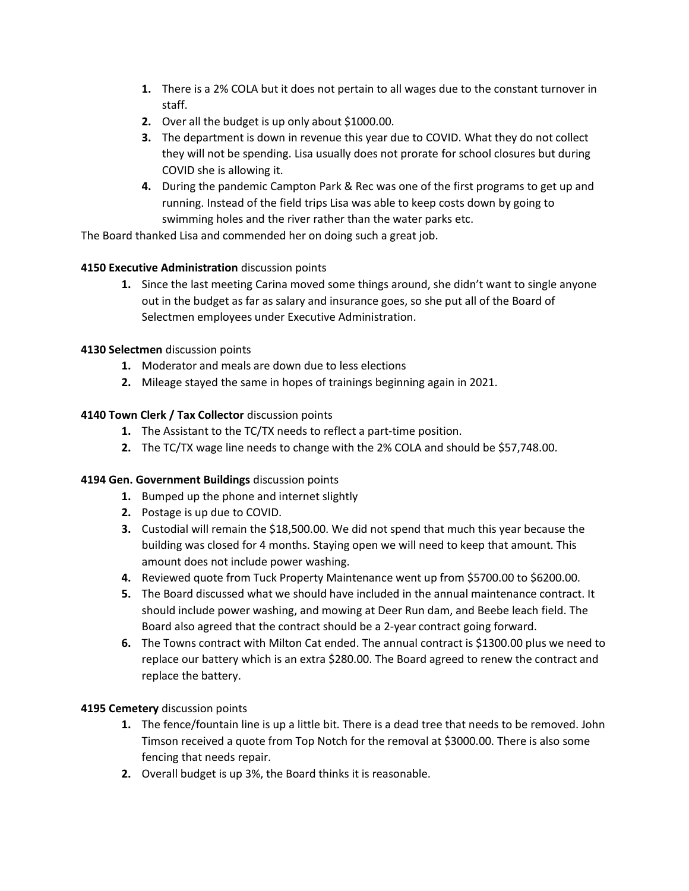1. There is a 2% COLA but it does not pertain to all wages due to the constant turnover in staff.
2. Over all the budget is up only about $1000.00.
3. The department is down in revenue this year due to COVID. What they do not collect they will not be spending. Lisa usually does not prorate for school closures but during COVID she is allowing it.
4. During the pandemic Campton Park & Rec was one of the first programs to get up and running. Instead of the field trips Lisa was able to keep costs down by going to swimming holes and the river rather than the water parks etc.

The Board thanked Lisa and commended her on doing such a great job.

**4150 Executive Administration** discussion points

1. Since the last meeting Carina moved some things around, she didn't want to single anyone out in the budget as far as salary and insurance goes, so she put all of the Board of Selectmen employees under Executive Administration.

**4130 Selectmen** discussion points

1. Moderator and meals are down due to less elections
2. Mileage stayed the same in hopes of trainings beginning again in 2021.

**4140 Town Clerk / Tax Collector** discussion points

1. The Assistant to the TC/TX needs to reflect a part-time position.
2. The TC/TX wage line needs to change with the 2% COLA and should be $57,748.00.

**4194 Gen. Government Buildings** discussion points

1. Bumped up the phone and internet slightly
2. Postage is up due to COVID.
3. Custodial will remain the $18,500.00. We did not spend that much this year because the building was closed for 4 months. Staying open we will need to keep that amount. This amount does not include power washing.
4. Reviewed quote from Tuck Property Maintenance went up from $5700.00 to $6200.00.
5. The Board discussed what we should have included in the annual maintenance contract. It should include power washing, and mowing at Deer Run dam, and Beebe leach field. The Board also agreed that the contract should be a 2-year contract going forward.
6. The Towns contract with Milton Cat ended. The annual contract is $1300.00 plus we need to replace our battery which is an extra $280.00. The Board agreed to renew the contract and replace the battery.

**4195 Cemetery** discussion points

1. The fence/fountain line is up a little bit. There is a dead tree that needs to be removed. John Timson received a quote from Top Notch for the removal at $3000.00. There is also some fencing that needs repair.
2. Overall budget is up 3%, the Board thinks it is reasonable.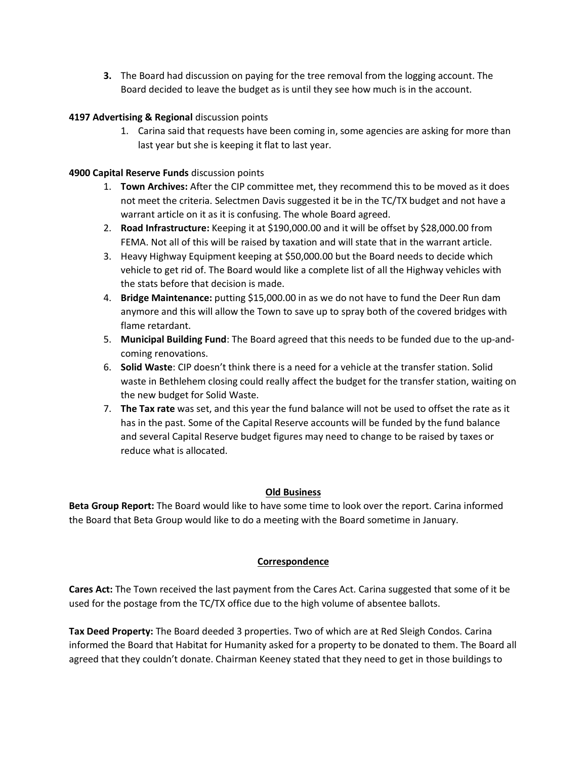3. The Board had discussion on paying for the tree removal from the logging account. The Board decided to leave the budget as is until they see how much is in the account.

**4197 Advertising & Regional** discussion points

1. Carina said that requests have been coming in, some agencies are asking for more than last year but she is keeping it flat to last year.

**4900 Capital Reserve Funds** discussion points

1. **Town Archives:** After the CIP committee met, they recommend this to be moved as it does not meet the criteria. Selectmen Davis suggested it be in the TC/TX budget and not have a warrant article on it as it is confusing. The whole Board agreed.
2. **Road Infrastructure:** Keeping it at $190,000.00 and it will be offset by $28,000.00 from FEMA. Not all of this will be raised by taxation and will state that in the warrant article.
3. Heavy Highway Equipment keeping at $50,000.00 but the Board needs to decide which vehicle to get rid of. The Board would like a complete list of all the Highway vehicles with the stats before that decision is made.
4. **Bridge Maintenance:** putting $15,000.00 in as we do not have to fund the Deer Run dam anymore and this will allow the Town to save up to spray both of the covered bridges with flame retardant.
5. **Municipal Building Fund**: The Board agreed that this needs to be funded due to the up-and-coming renovations.
6. **Solid Waste**: CIP doesn't think there is a need for a vehicle at the transfer station. Solid waste in Bethlehem closing could really affect the budget for the transfer station, waiting on the new budget for Solid Waste.
7. **The Tax rate** was set, and this year the fund balance will not be used to offset the rate as it has in the past. Some of the Capital Reserve accounts will be funded by the fund balance and several Capital Reserve budget figures may need to change to be raised by taxes or reduce what is allocated.

## Old Business

**Beta Group Report:** The Board would like to have some time to look over the report. Carina informed the Board that Beta Group would like to do a meeting with the Board sometime in January.

## Correspondence

**Cares Act:** The Town received the last payment from the Cares Act. Carina suggested that some of it be used for the postage from the TC/TX office due to the high volume of absentee ballots.

**Tax Deed Property:** The Board deeded 3 properties. Two of which are at Red Sleigh Condos. Carina informed the Board that Habitat for Humanity asked for a property to be donated to them. The Board all agreed that they couldn't donate. Chairman Keeney stated that they need to get in those buildings to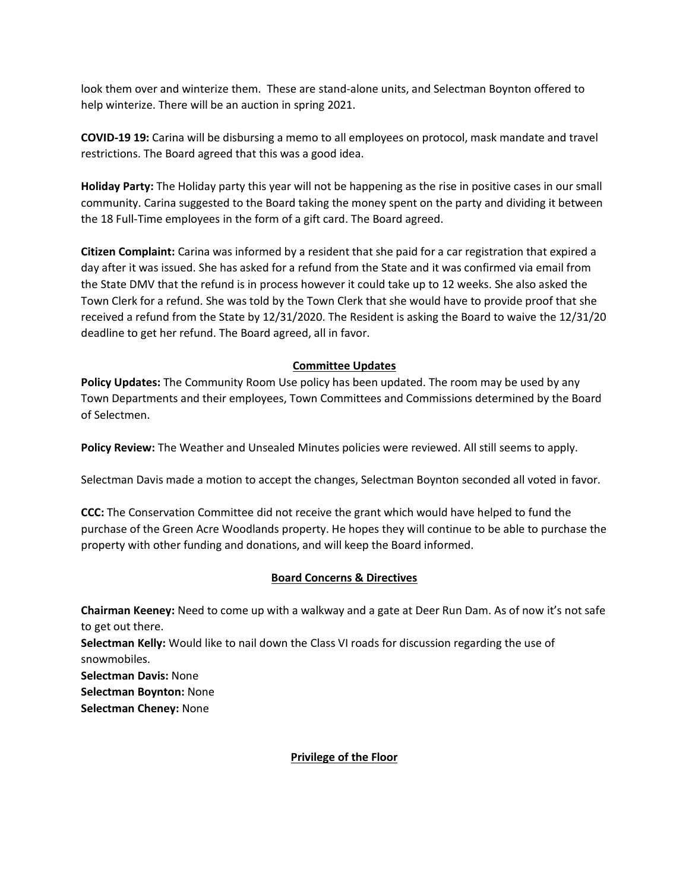look them over and winterize them. These are stand-alone units, and Selectman Boynton offered to help winterize. There will be an auction in spring 2021.

**COVID-19 19:** Carina will be disbursing a memo to all employees on protocol, mask mandate and travel restrictions. The Board agreed that this was a good idea.

**Holiday Party:** The Holiday party this year will not be happening as the rise in positive cases in our small community. Carina suggested to the Board taking the money spent on the party and dividing it between the 18 Full-Time employees in the form of a gift card. The Board agreed.

**Citizen Complaint:** Carina was informed by a resident that she paid for a car registration that expired a day after it was issued. She has asked for a refund from the State and it was confirmed via email from the State DMV that the refund is in process however it could take up to 12 weeks. She also asked the Town Clerk for a refund. She was told by the Town Clerk that she would have to provide proof that she received a refund from the State by 12/31/2020. The Resident is asking the Board to waive the 12/31/20 deadline to get her refund. The Board agreed, all in favor.

## Committee Updates

**Policy Updates:** The Community Room Use policy has been updated. The room may be used by any Town Departments and their employees, Town Committees and Commissions determined by the Board of Selectmen.

**Policy Review:** The Weather and Unsealed Minutes policies were reviewed. All still seems to apply.

Selectman Davis made a motion to accept the changes, Selectman Boynton seconded all voted in favor.

**CCC:** The Conservation Committee did not receive the grant which would have helped to fund the purchase of the Green Acre Woodlands property. He hopes they will continue to be able to purchase the property with other funding and donations, and will keep the Board informed.

## Board Concerns & Directives

**Chairman Keeney:** Need to come up with a walkway and a gate at Deer Run Dam. As of now it's not safe to get out there.
**Selectman Kelly:** Would like to nail down the Class VI roads for discussion regarding the use of snowmobiles.
**Selectman Davis:** None
**Selectman Boynton:** None
**Selectman Cheney:** None

## Privilege of the Floor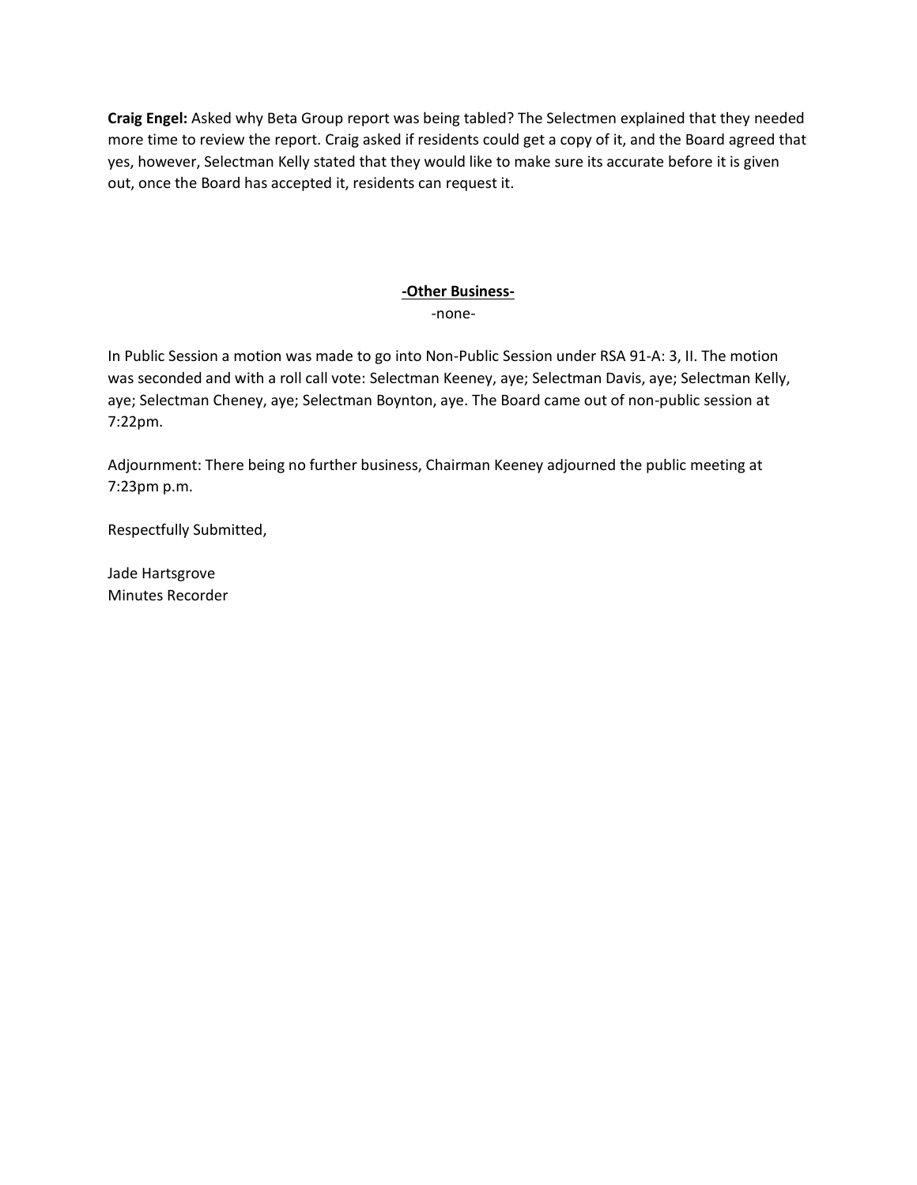**Craig Engel:** Asked why Beta Group report was being tabled? The Selectmen explained that they needed more time to review the report. Craig asked if residents could get a copy of it, and the Board agreed that yes, however, Selectman Kelly stated that they would like to make sure its accurate before it is given out, once the Board has accepted it, residents can request it.

**-Other Business-**

-none-

In Public Session a motion was made to go into Non-Public Session under RSA 91-A: 3, II. The motion was seconded and with a roll call vote: Selectman Keeney, aye; Selectman Davis, aye; Selectman Kelly, aye; Selectman Cheney, aye; Selectman Boynton, aye. The Board came out of non-public session at 7:22pm.

Adjournment: There being no further business, Chairman Keeney adjourned the public meeting at 7:23pm p.m.

Respectfully Submitted,

Jade Hartsgrove
Minutes Recorder